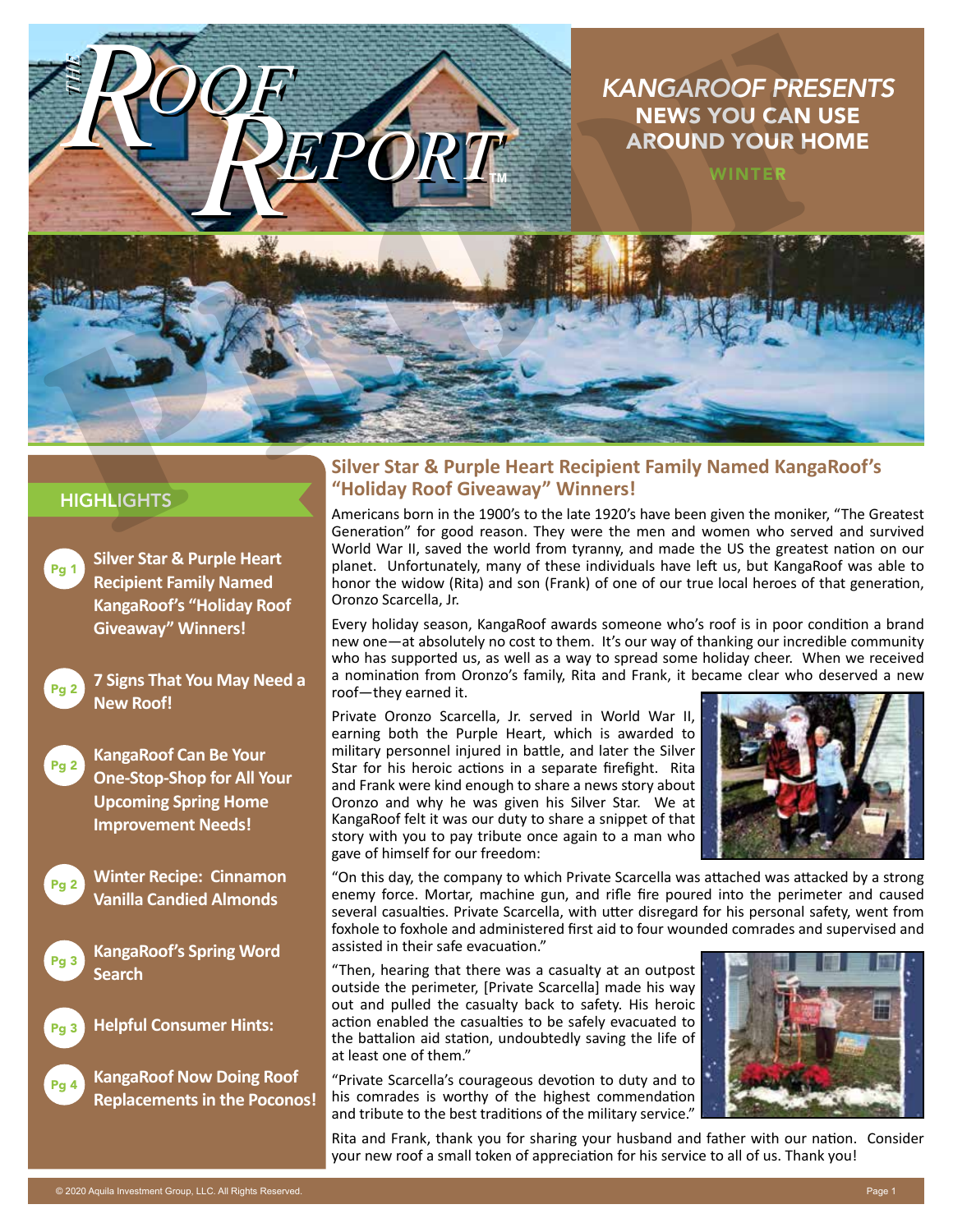# THE ROOF REPORT™

## KANGAROOF PRESENTS NEWS YOU CAN USE AROUND YOUR HOME

WINTER

## HIGHLIGHTS

- **Pg 1** Silver Star & Purple Heart Recipient Family Named KangaRoof's "Holiday Roof Giveaway" Winners!
- **Pg 2** 7 Signs That You May Need a New Roof!
- **Pg 2** KangaRoof Can Be Your One-Stop-Shop for All Your Upcoming Spring Home Improvement Needs!
- **Pg 2** Winter Recipe: Cinnamon Vanilla Candied Almonds
- **Pg 3** KangaRoof's Spring Word Search
- **Pg 3** Helpful Consumer Hints:
- **Pg 4** KangaRoof Now Doing Roof Replacements in the Poconos!

## Silver Star & Purple Heart Recipient Family Named KangaRoof's "Holiday Roof Giveaway" Winners!

Americans born in the 1900's to the late 1920's have been given the moniker, "The Greatest Generation" for good reason. They were the men and women who served and survived World War II, saved the world from tyranny, and made the US the greatest nation on our planet. Unfortunately, many of these individuals have left us, but KangaRoof was able to honor the widow (Rita) and son (Frank) of one of our true local heroes of that generation, Oronzo Scarcella, Jr.

Every holiday season, KangaRoof awards someone who's roof is in poor condition a brand new one—at absolutely no cost to them. It's our way of thanking our incredible community who has supported us, as well as a way to spread some holiday cheer. When we received a nomination from Oronzo's family, Rita and Frank, it became clear who deserved a new roof—they earned it.

Private Oronzo Scarcella, Jr. served in World War II, earning both the Purple Heart, which is awarded to military personnel injured in battle, and later the Silver Star for his heroic actions in a separate firefight. Rita and Frank were kind enough to share a news story about Oronzo and why he was given his Silver Star. We at KangaRoof felt it was our duty to share a snippet of that story with you to pay tribute once again to a man who gave of himself for our freedom:

"On this day, the company to which Private Scarcella was attached was attacked by a strong enemy force. Mortar, machine gun, and rifle fire poured into the perimeter and caused several casualties. Private Scarcella, with utter disregard for his personal safety, went from foxhole to foxhole and administered first aid to four wounded comrades and supervised and assisted in their safe evacuation."

"Then, hearing that there was a casualty at an outpost outside the perimeter, [Private Scarcella] made his way out and pulled the casualty back to safety. His heroic action enabled the casualties to be safely evacuated to the battalion aid station, undoubtedly saving the life of at least one of them."

"Private Scarcella's courageous devotion to duty and to his comrades is worthy of the highest commendation and tribute to the best traditions of the military service."

Rita and Frank, thank you for sharing your husband and father with our nation. Consider your new roof a small token of appreciation for his service to all of us. Thank you!

© 2020 Aquila Investment Group, LLC. All Rights Reserved.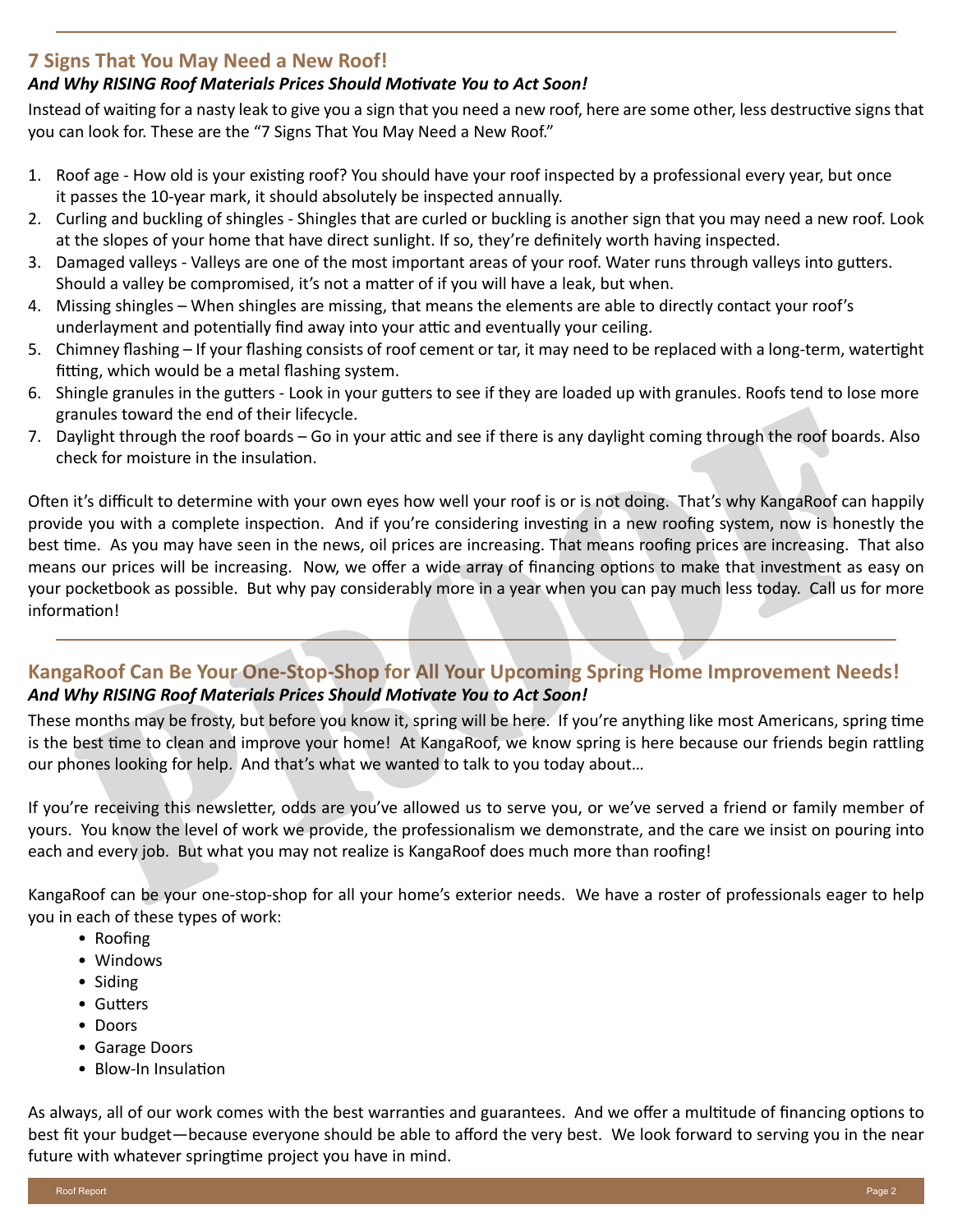## 7 Signs That You May Need a New Roof!

***And Why RISING Roof Materials Prices Should Motivate You to Act Soon!***

Instead of waiting for a nasty leak to give you a sign that you need a new roof, here are some other, less destructive signs that you can look for. These are the "7 Signs That You May Need a New Roof."

1. Roof age - How old is your existing roof? You should have your roof inspected by a professional every year, but once it passes the 10-year mark, it should absolutely be inspected annually.
2. Curling and buckling of shingles - Shingles that are curled or buckling is another sign that you may need a new roof. Look at the slopes of your home that have direct sunlight. If so, they're definitely worth having inspected.
3. Damaged valleys - Valleys are one of the most important areas of your roof. Water runs through valleys into gutters. Should a valley be compromised, it's not a matter of if you will have a leak, but when.
4. Missing shingles – When shingles are missing, that means the elements are able to directly contact your roof's underlayment and potentially find away into your attic and eventually your ceiling.
5. Chimney flashing – If your flashing consists of roof cement or tar, it may need to be replaced with a long-term, watertight fitting, which would be a metal flashing system.
6. Shingle granules in the gutters - Look in your gutters to see if they are loaded up with granules. Roofs tend to lose more granules toward the end of their lifecycle.
7. Daylight through the roof boards – Go in your attic and see if there is any daylight coming through the roof boards. Also check for moisture in the insulation.

Often it's difficult to determine with your own eyes how well your roof is or is not doing. That's why KangaRoof can happily provide you with a complete inspection. And if you're considering investing in a new roofing system, now is honestly the best time. As you may have seen in the news, oil prices are increasing. That means roofing prices are increasing. That also means our prices will be increasing. Now, we offer a wide array of financing options to make that investment as easy on your pocketbook as possible. But why pay considerably more in a year when you can pay much less today. Call us for more information!

## KangaRoof Can Be Your One-Stop-Shop for All Your Upcoming Spring Home Improvement Needs!

***And Why RISING Roof Materials Prices Should Motivate You to Act Soon!***

These months may be frosty, but before you know it, spring will be here. If you're anything like most Americans, spring time is the best time to clean and improve your home! At KangaRoof, we know spring is here because our friends begin rattling our phones looking for help. And that's what we wanted to talk to you today about…

If you're receiving this newsletter, odds are you've allowed us to serve you, or we've served a friend or family member of yours. You know the level of work we provide, the professionalism we demonstrate, and the care we insist on pouring into each and every job. But what you may not realize is KangaRoof does much more than roofing!

KangaRoof can be your one-stop-shop for all your home's exterior needs. We have a roster of professionals eager to help you in each of these types of work:

- Roofing
- Windows
- Siding
- Gutters
- Doors
- Garage Doors
- Blow-In Insulation

As always, all of our work comes with the best warranties and guarantees. And we offer a multitude of financing options to best fit your budget—because everyone should be able to afford the very best. We look forward to serving you in the near future with whatever springtime project you have in mind.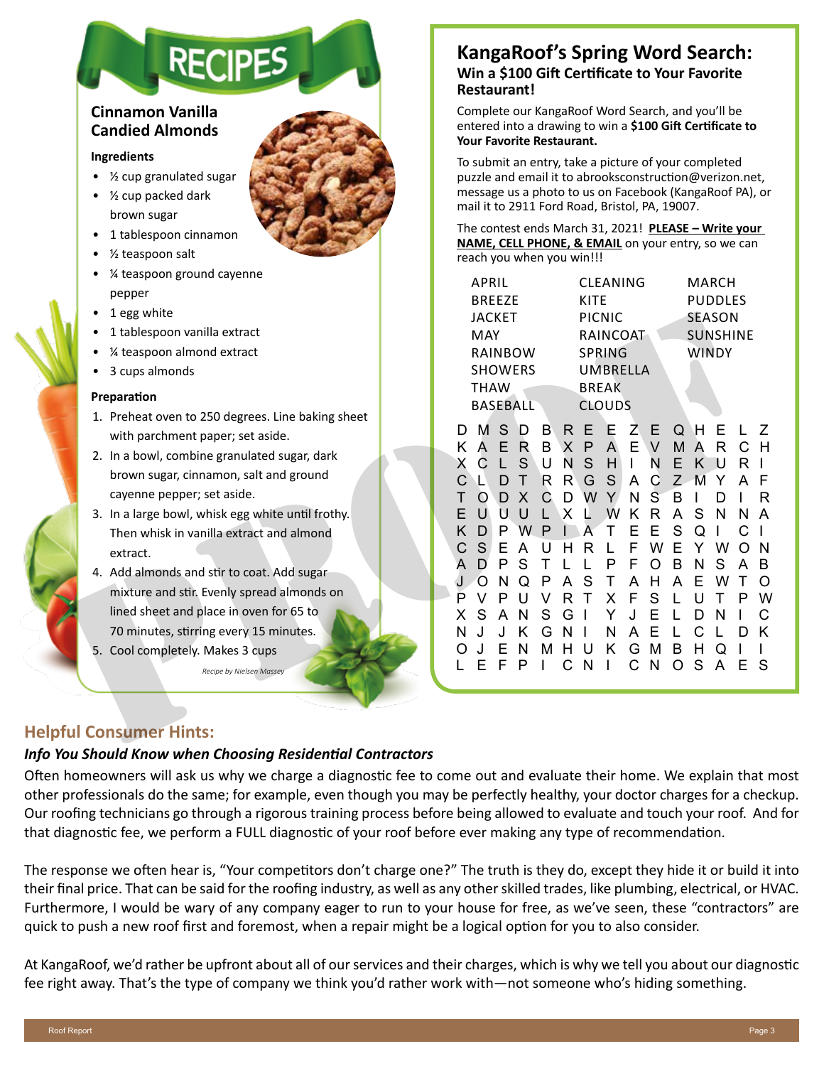# RECIPES

## Cinnamon Vanilla Candied Almonds

### Ingredients

- ½ cup granulated sugar
- ½ cup packed dark brown sugar
- 1 tablespoon cinnamon
- ½ teaspoon salt
- ¼ teaspoon ground cayenne pepper
- 1 egg white
- 1 tablespoon vanilla extract
- ¼ teaspoon almond extract
- 3 cups almonds

### Preparation

1. Preheat oven to 250 degrees. Line baking sheet with parchment paper; set aside.
2. In a bowl, combine granulated sugar, dark brown sugar, cinnamon, salt and ground cayenne pepper; set aside.
3. In a large bowl, whisk egg white until frothy. Then whisk in vanilla extract and almond extract.
4. Add almonds and stir to coat. Add sugar mixture and stir. Evenly spread almonds on lined sheet and place in oven for 65 to 70 minutes, stirring every 15 minutes.
5. Cool completely. Makes 3 cups

*Recipe by Nielsen Massey*

## KangaRoof's Spring Word Search:

### Win a $100 Gift Certificate to Your Favorite Restaurant!

Complete our KangaRoof Word Search, and you'll be entered into a drawing to win a **$100 Gift Certificate to Your Favorite Restaurant.**

To submit an entry, take a picture of your completed puzzle and email it to abrooksconstruction@verizon.net, message us a photo to us on Facebook (KangaRoof PA), or mail it to 2911 Ford Road, Bristol, PA, 19007.

The contest ends March 31, 2021! **PLEASE – Write your NAME, CELL PHONE, & EMAIL** on your entry, so we can reach you when you win!!!

| | | |
|---|---|---|
| APRIL | CLEANING | MARCH |
| BREEZE | KITE | PUDDLES |
| JACKET | PICNIC | SEASON |
| MAY | RAINCOAT | SUNSHINE |
| RAINBOW | SPRING | WINDY |
| SHOWERS | UMBRELLA | |
| THAW | BREAK | |
| BASEBALL | CLOUDS | |

```
D M S D B R E E Z E Q H E L Z
K A E R B X P A E V M A R C H
X C L S U N S H I N E K U R I
C L D T R R G S A C Z M Y A F
T O D X C D W Y N S B I D I R
E U U U L X L W K R A S N N A
K D P W P I A T E E S Q I C I
C S E A U H R L F W E Y W O N
A D P S T L L P F O B N S A B
J O N Q P A S T A H A E W T O
P V P U V R T X F S L U T P W
X S A N S G I Y J E L D N I C
N J J K G N I N A E L C L D K
O J E N M H U K G M B H Q I I
L E F P I C N I C N O S A E S
```

## Helpful Consumer Hints:

### *Info You Should Know when Choosing Residential Contractors*

Often homeowners will ask us why we charge a diagnostic fee to come out and evaluate their home. We explain that most other professionals do the same; for example, even though you may be perfectly healthy, your doctor charges for a checkup. Our roofing technicians go through a rigorous training process before being allowed to evaluate and touch your roof. And for that diagnostic fee, we perform a FULL diagnostic of your roof before ever making any type of recommendation.

The response we often hear is, "Your competitors don't charge one?" The truth is they do, except they hide it or build it into their final price. That can be said for the roofing industry, as well as any other skilled trades, like plumbing, electrical, or HVAC. Furthermore, I would be wary of any company eager to run to your house for free, as we've seen, these "contractors" are quick to push a new roof first and foremost, when a repair might be a logical option for you to also consider.

At KangaRoof, we'd rather be upfront about all of our services and their charges, which is why we tell you about our diagnostic fee right away. That's the type of company we think you'd rather work with—not someone who's hiding something.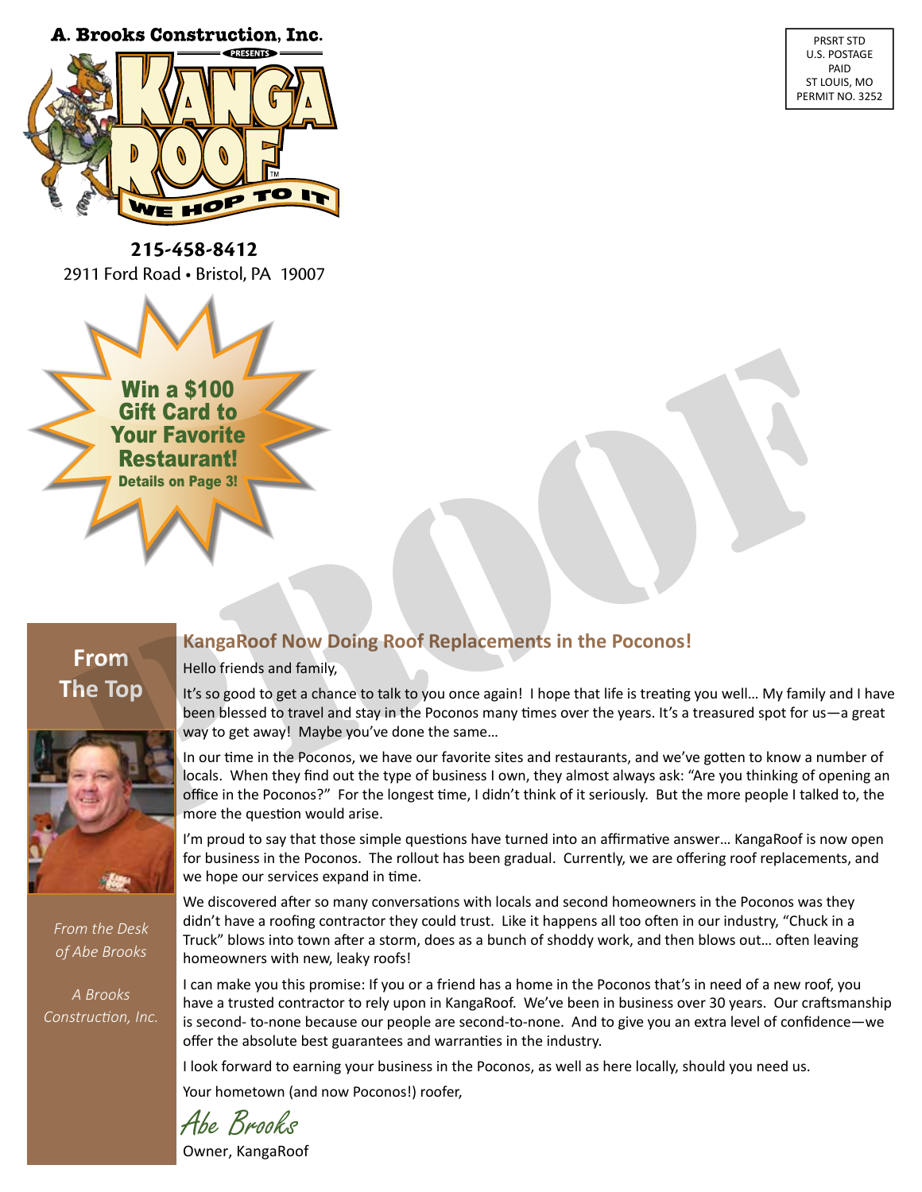A. Brooks Construction, Inc.

PRESENTS

KANGA ROOF™

WE HOP TO IT

PRSRT STD
U.S. POSTAGE
PAID
ST LOUIS, MO
PERMIT NO. 3252

**215-458-8412**
2911 Ford Road • Bristol, PA 19007

**Win a $100 Gift Card to Your Favorite Restaurant!**
**Details on Page 3!**

PROOF

## From The Top

*From the Desk of Abe Brooks*

*A Brooks Construction, Inc.*

### KangaRoof Now Doing Roof Replacements in the Poconos!

Hello friends and family,

It's so good to get a chance to talk to you once again! I hope that life is treating you well… My family and I have been blessed to travel and stay in the Poconos many times over the years. It's a treasured spot for us—a great way to get away! Maybe you've done the same…

In our time in the Poconos, we have our favorite sites and restaurants, and we've gotten to know a number of locals. When they find out the type of business I own, they almost always ask: "Are you thinking of opening an office in the Poconos?" For the longest time, I didn't think of it seriously. But the more people I talked to, the more the question would arise.

I'm proud to say that those simple questions have turned into an affirmative answer… KangaRoof is now open for business in the Poconos. The rollout has been gradual. Currently, we are offering roof replacements, and we hope our services expand in time.

We discovered after so many conversations with locals and second homeowners in the Poconos was they didn't have a roofing contractor they could trust. Like it happens all too often in our industry, "Chuck in a Truck" blows into town after a storm, does as a bunch of shoddy work, and then blows out… often leaving homeowners with new, leaky roofs!

I can make you this promise: If you or a friend has a home in the Poconos that's in need of a new roof, you have a trusted contractor to rely upon in KangaRoof. We've been in business over 30 years. Our craftsmanship is second- to-none because our people are second-to-none. And to give you an extra level of confidence—we offer the absolute best guarantees and warranties in the industry.

I look forward to earning your business in the Poconos, as well as here locally, should you need us.

Your hometown (and now Poconos!) roofer,

*Abe Brooks*

Owner, KangaRoof